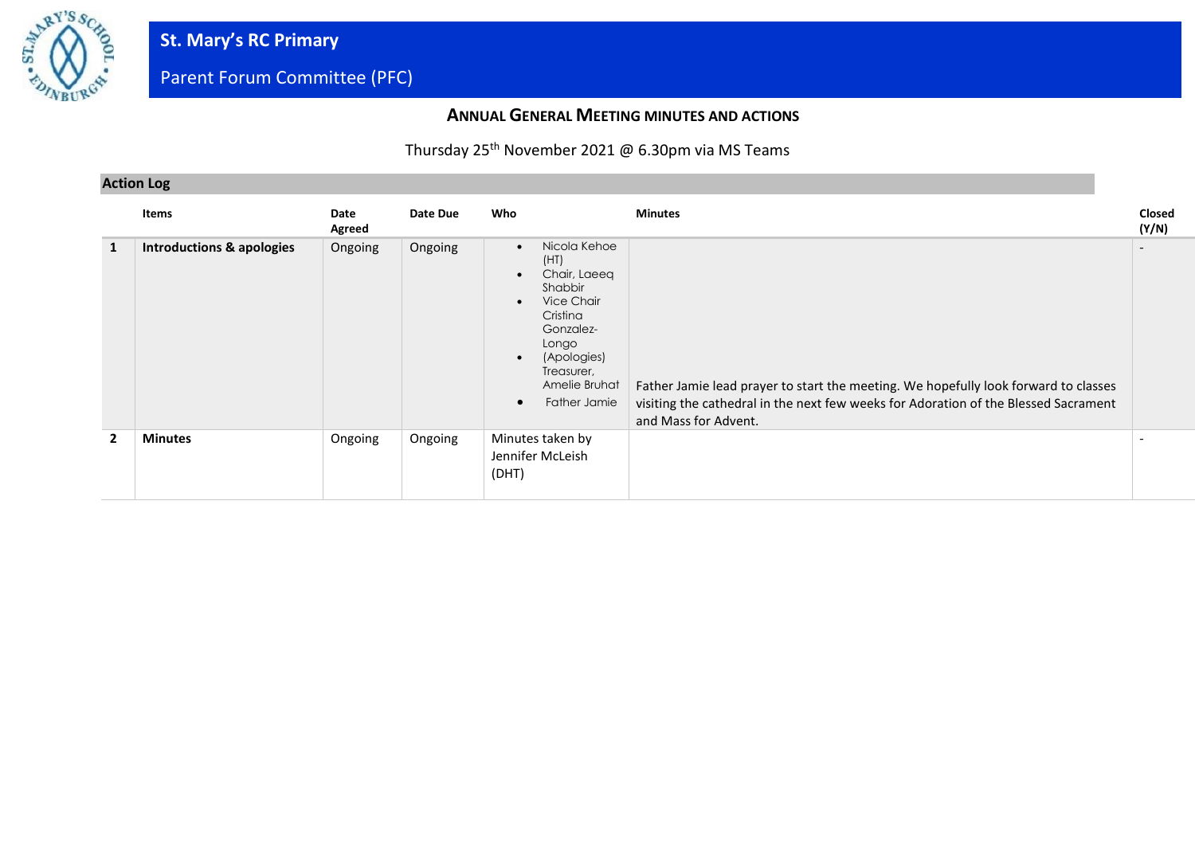# St. Mary's RC Primary

## Parent Forum Committee (PFC)

### ANNUAL GENERAL MEETING MINUTES AND ACTIONS

Thursday 25th November 2021 @ 6.30pm via MS Teams

**Action Log**

| | Items | Date Agreed | Date Due | Who | Minutes | Closed (Y/N) |
|---|---|---|---|---|---|---|
| **1** | **Introductions & apologies** | Ongoing | Ongoing | • Nicola Kehoe (HT)<br>• Chair, Laeeq Shabbir<br>• Vice Chair Cristina Gonzalez-Longo<br>• (Apologies) Treasurer, Amelie Bruhat<br>• Father Jamie | Father Jamie lead prayer to start the meeting. We hopefully look forward to classes visiting the cathedral in the next few weeks for Adoration of the Blessed Sacrament and Mass for Advent. | - |
| **2** | **Minutes** | Ongoing | Ongoing | Minutes taken by Jennifer McLeish (DHT) | | - |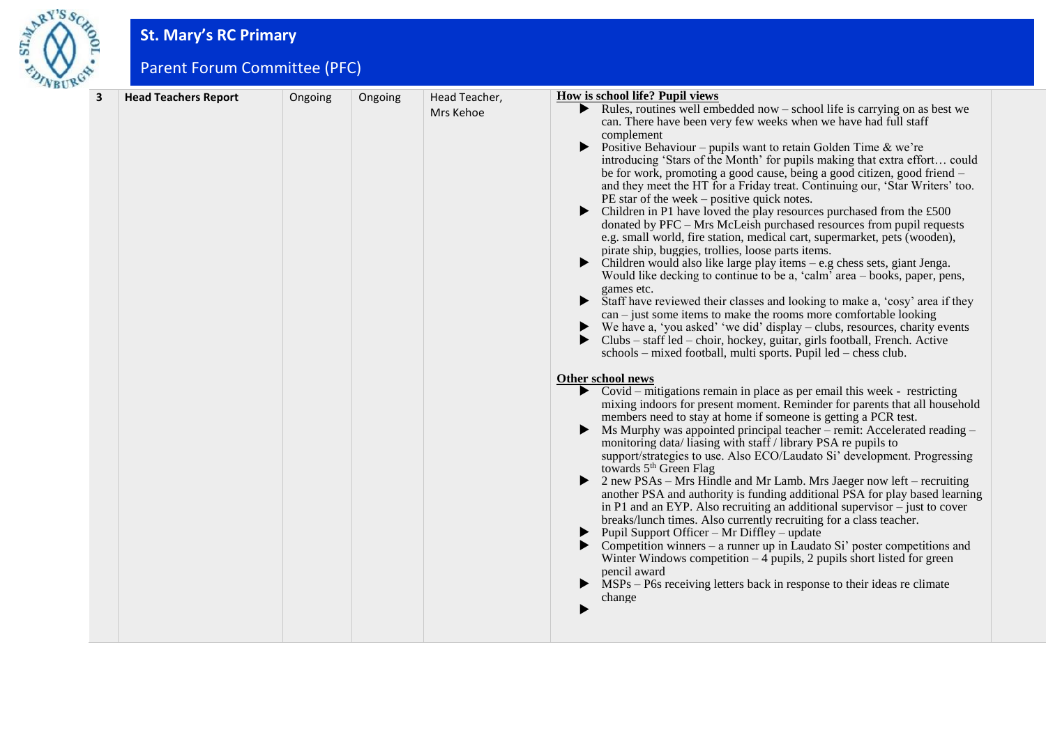## St. Mary's RC Primary

### Parent Forum Committee (PFC)

| 3 | Head Teachers Report | Ongoing | Ongoing | Head Teacher, Mrs Kehoe | **How is school life? Pupil views**<br>▶ Rules, routines well embedded now – school life is carrying on as best we can. There have been very few weeks when we have had full staff complement<br>▶ Positive Behaviour – pupils want to retain Golden Time & we're introducing 'Stars of the Month' for pupils making that extra effort… could be for work, promoting a good cause, being a good citizen, good friend – and they meet the HT for a Friday treat. Continuing our, 'Star Writers' too. PE star of the week – positive quick notes.<br>▶ Children in P1 have loved the play resources purchased from the £500 donated by PFC – Mrs McLeish purchased resources from pupil requests e.g. small world, fire station, medical cart, supermarket, pets (wooden), pirate ship, buggies, trollies, loose parts items.<br>▶ Children would also like large play items – e.g chess sets, giant Jenga. Would like decking to continue to be a, 'calm' area – books, paper, pens, games etc.<br>▶ Staff have reviewed their classes and looking to make a, 'cosy' area if they can – just some items to make the rooms more comfortable looking<br>▶ We have a, 'you asked' 'we did' display – clubs, resources, charity events<br>▶ Clubs – staff led – choir, hockey, guitar, girls football, French. Active schools – mixed football, multi sports. Pupil led – chess club.<br><br>**Other school news**<br>▶ Covid – mitigations remain in place as per email this week - restricting mixing indoors for present moment. Reminder for parents that all household members need to stay at home if someone is getting a PCR test.<br>▶ Ms Murphy was appointed principal teacher – remit: Accelerated reading – monitoring data/ liasing with staff / library PSA re pupils to support/strategies to use. Also ECO/Laudato Si' development. Progressing towards 5th Green Flag<br>▶ 2 new PSAs – Mrs Hindle and Mr Lamb. Mrs Jaeger now left – recruiting another PSA and authority is funding additional PSA for play based learning in P1 and an EYP. Also recruiting an additional supervisor – just to cover breaks/lunch times. Also currently recruiting for a class teacher.<br>▶ Pupil Support Officer – Mr Diffley – update<br>▶ Competition winners – a runner up in Laudato Si' poster competitions and Winter Windows competition – 4 pupils, 2 pupils short listed for green pencil award<br>▶ MSPs – P6s receiving letters back in response to their ideas re climate change<br>▶ | |
|---|---|---|---|---|---|---|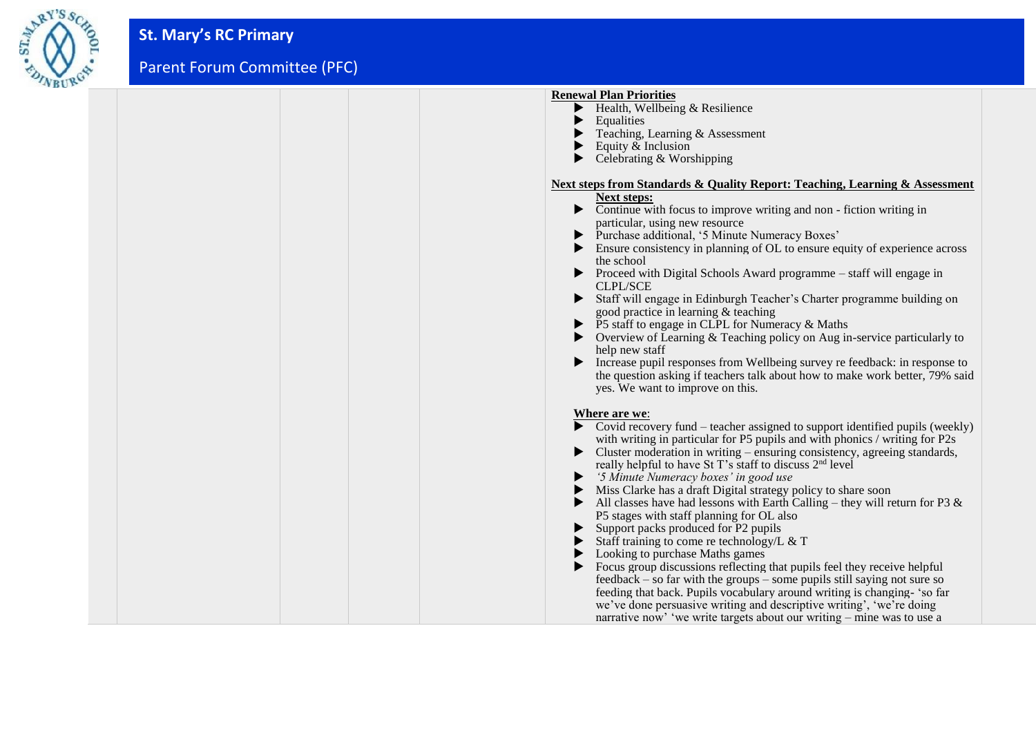| | | | | | | |
|---|---|---|---|---|---|---|
| | | | | | **Renewal Plan Priorities**<br>▶ Health, Wellbeing & Resilience<br>▶ Equalities<br>▶ Teaching, Learning & Assessment<br>▶ Equity & Inclusion<br>▶ Celebrating & Worshipping<br><br>**Next steps from Standards & Quality Report: Teaching, Learning & Assessment**<br>**Next steps:**<br>▶ Continue with focus to improve writing and non - fiction writing in particular, using new resource<br>▶ Purchase additional, '5 Minute Numeracy Boxes'<br>▶ Ensure consistency in planning of OL to ensure equity of experience across the school<br>▶ Proceed with Digital Schools Award programme – staff will engage in CLPL/SCE<br>▶ Staff will engage in Edinburgh Teacher's Charter programme building on good practice in learning & teaching<br>▶ P5 staff to engage in CLPL for Numeracy & Maths<br>▶ Overview of Learning & Teaching policy on Aug in-service particularly to help new staff<br>▶ Increase pupil responses from Wellbeing survey re feedback: in response to the question asking if teachers talk about how to make work better, 79% said yes. We want to improve on this.<br><br>**Where are we**:<br>▶ Covid recovery fund – teacher assigned to support identified pupils (weekly) with writing in particular for P5 pupils and with phonics / writing for P2s<br>▶ Cluster moderation in writing – ensuring consistency, agreeing standards, really helpful to have St T's staff to discuss 2nd level<br>▶ *'5 Minute Numeracy boxes' in good use*<br>▶ Miss Clarke has a draft Digital strategy policy to share soon<br>▶ All classes have had lessons with Earth Calling – they will return for P3 & P5 stages with staff planning for OL also<br>▶ Support packs produced for P2 pupils<br>▶ Staff training to come re technology/L & T<br>▶ Looking to purchase Maths games<br>▶ Focus group discussions reflecting that pupils feel they receive helpful feedback – so far with the groups – some pupils still saying not sure so feeding that back. Pupils vocabulary around writing is changing- 'so far we've done persuasive writing and descriptive writing', 'we're doing narrative now' 'we write targets about our writing – mine was to use a | |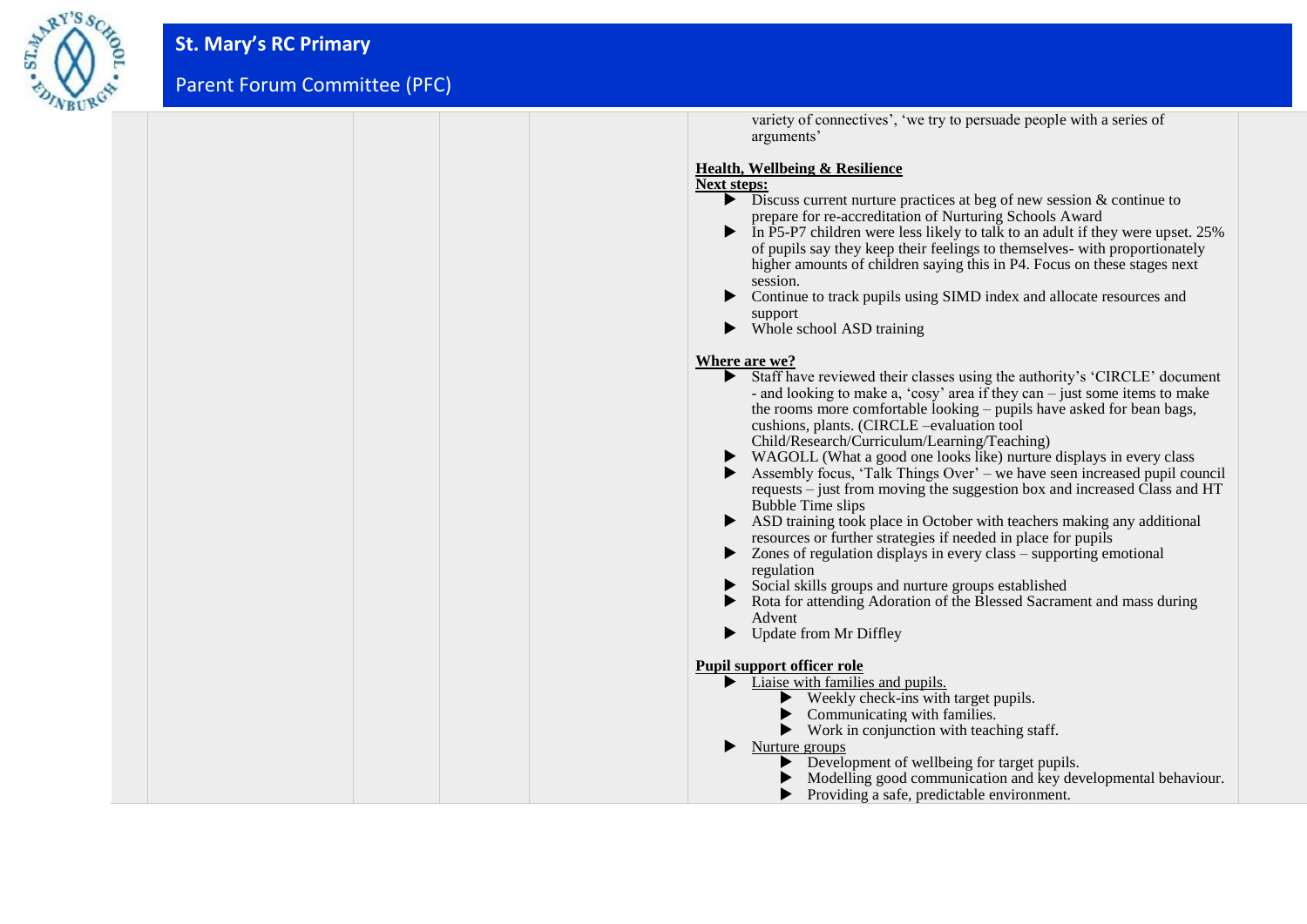variety of connectives', 'we try to persuade people with a series of arguments'

**Health, Wellbeing & Resilience**

**Next steps:**

- Discuss current nurture practices at beg of new session & continue to prepare for re-accreditation of Nurturing Schools Award
- In P5-P7 children were less likely to talk to an adult if they were upset. 25% of pupils say they keep their feelings to themselves- with proportionately higher amounts of children saying this in P4. Focus on these stages next session.
- Continue to track pupils using SIMD index and allocate resources and support
- Whole school ASD training

**Where are we?**

- Staff have reviewed their classes using the authority's 'CIRCLE' document - and looking to make a, 'cosy' area if they can – just some items to make the rooms more comfortable looking – pupils have asked for bean bags, cushions, plants. (CIRCLE –evaluation tool Child/Research/Curriculum/Learning/Teaching)
- WAGOLL (What a good one looks like) nurture displays in every class
- Assembly focus, 'Talk Things Over' – we have seen increased pupil council requests – just from moving the suggestion box and increased Class and HT Bubble Time slips
- ASD training took place in October with teachers making any additional resources or further strategies if needed in place for pupils
- Zones of regulation displays in every class – supporting emotional regulation
- Social skills groups and nurture groups established
- Rota for attending Adoration of the Blessed Sacrament and mass during Advent
- Update from Mr Diffley

**Pupil support officer role**

- Liaise with families and pupils.
  - Weekly check-ins with target pupils.
  - Communicating with families.
  - Work in conjunction with teaching staff.
- Nurture groups
  - Development of wellbeing for target pupils.
  - Modelling good communication and key developmental behaviour.
  - Providing a safe, predictable environment.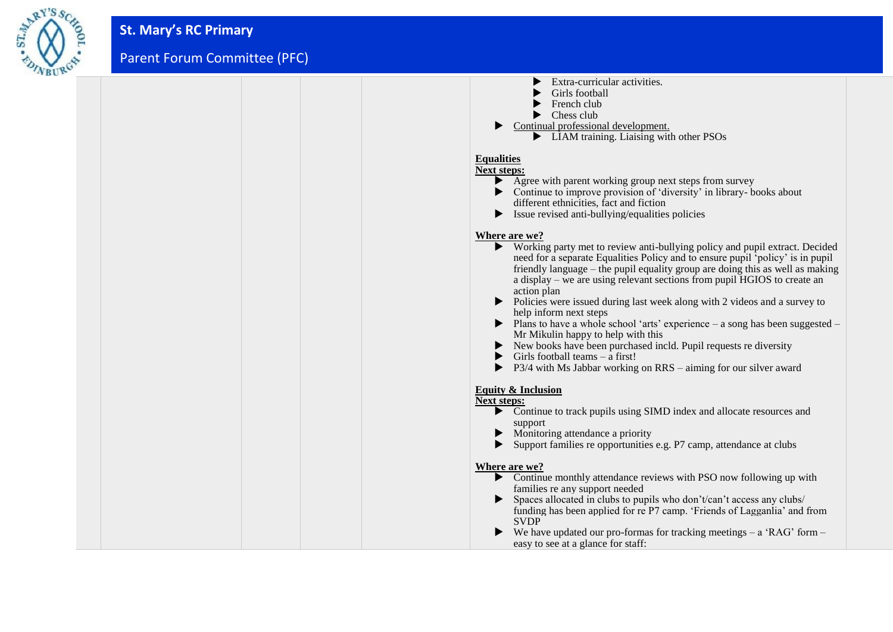| | | | | | | |
|---|---|---|---|---|---|---|
| | | | | | ▶ Extra-curricular activities.<br>▶ Girls football<br>▶ French club<br>▶ Chess club<br>▶ Continual professional development.<br>▶ LIAM training. Liaising with other PSOs<br><br>**Equalities**<br>**Next steps:**<br>▶ Agree with parent working group next steps from survey<br>▶ Continue to improve provision of 'diversity' in library- books about different ethnicities, fact and fiction<br>▶ Issue revised anti-bullying/equalities policies<br><br>**Where are we?**<br>▶ Working party met to review anti-bullying policy and pupil extract. Decided need for a separate Equalities Policy and to ensure pupil 'policy' is in pupil friendly language – the pupil equality group are doing this as well as making a display – we are using relevant sections from pupil HGIOS to create an action plan<br>▶ Policies were issued during last week along with 2 videos and a survey to help inform next steps<br>▶ Plans to have a whole school 'arts' experience – a song has been suggested – Mr Mikulin happy to help with this<br>▶ New books have been purchased incld. Pupil requests re diversity<br>▶ Girls football teams – a first!<br>▶ P3/4 with Ms Jabbar working on RRS – aiming for our silver award<br><br>**Equity & Inclusion**<br>**Next steps:**<br>▶ Continue to track pupils using SIMD index and allocate resources and support<br>▶ Monitoring attendance a priority<br>▶ Support families re opportunities e.g. P7 camp, attendance at clubs<br><br>**Where are we?**<br>▶ Continue monthly attendance reviews with PSO now following up with families re any support needed<br>▶ Spaces allocated in clubs to pupils who don't/can't access any clubs/ funding has been applied for re P7 camp. 'Friends of Lagganlia' and from SVDP<br>▶ We have updated our pro-formas for tracking meetings – a 'RAG' form – easy to see at a glance for staff: | |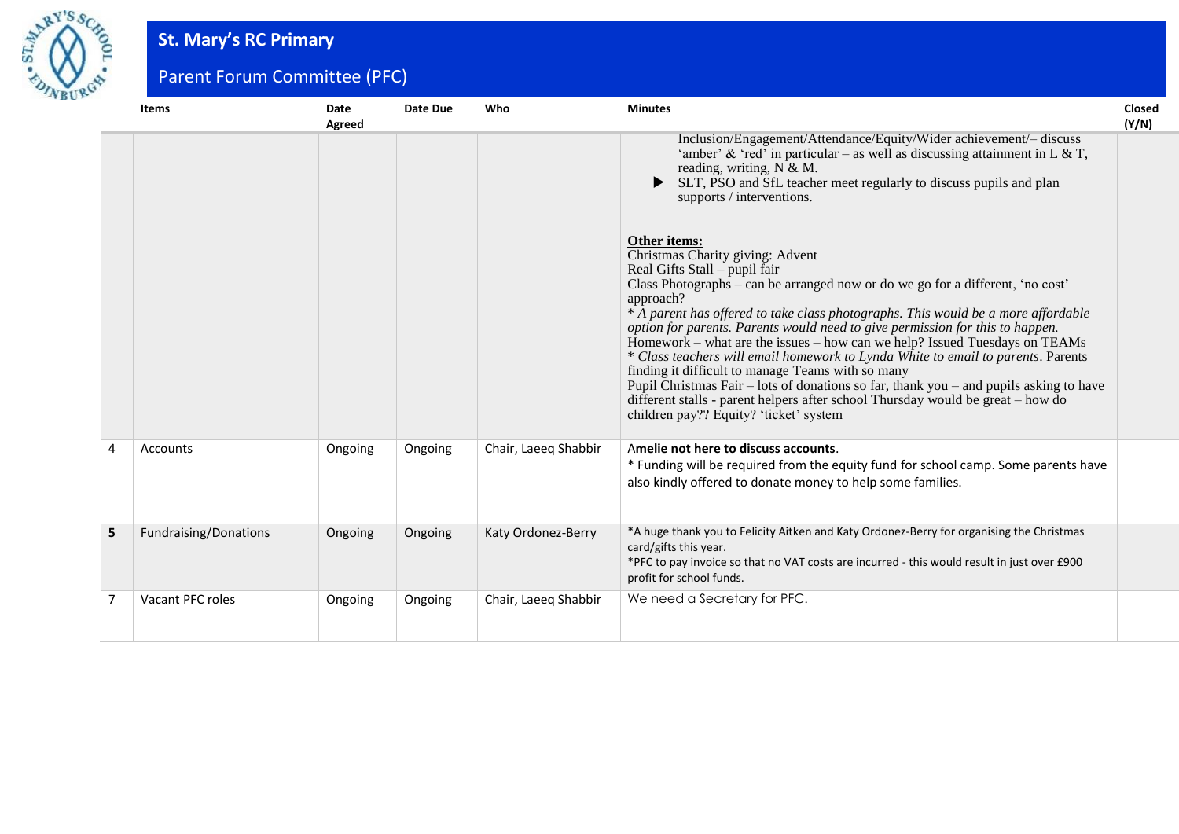# St. Mary's RC Primary

## Parent Forum Committee (PFC)

| | Items | Date Agreed | Date Due | Who | Minutes | Closed (Y/N) |
|---|---|---|---|---|---|---|
| | | | | | Inclusion/Engagement/Attendance/Equity/Wider achievement/– discuss 'amber' & 'red' in particular – as well as discussing attainment in L & T, reading, writing, N & M.<br>▶ SLT, PSO and SfL teacher meet regularly to discuss pupils and plan supports / interventions.<br><br>**Other items:**<br>Christmas Charity giving: Advent<br>Real Gifts Stall – pupil fair<br>Class Photographs – can be arranged now or do we go for a different, 'no cost' approach?<br>* *A parent has offered to take class photographs. This would be a more affordable option for parents. Parents would need to give permission for this to happen.*<br>Homework – what are the issues – how can we help? Issued Tuesdays on TEAMs<br>* *Class teachers will email homework to Lynda White to email to parents*. Parents finding it difficult to manage Teams with so many<br>Pupil Christmas Fair – lots of donations so far, thank you – and pupils asking to have different stalls - parent helpers after school Thursday would be great – how do children pay?? Equity? 'ticket' system | |
| 4 | Accounts | Ongoing | Ongoing | Chair, Laeeq Shabbir | A**melie not here to discuss accounts**.<br>* Funding will be required from the equity fund for school camp. Some parents have also kindly offered to donate money to help some families. | |
| **5** | Fundraising/Donations | Ongoing | Ongoing | Katy Ordonez-Berry | *A huge thank you to Felicity Aitken and Katy Ordonez-Berry for organising the Christmas card/gifts this year.<br>*PFC to pay invoice so that no VAT costs are incurred - this would result in just over £900 profit for school funds. | |
| 7 | Vacant PFC roles | Ongoing | Ongoing | Chair, Laeeq Shabbir | We need a Secretary for PFC. | |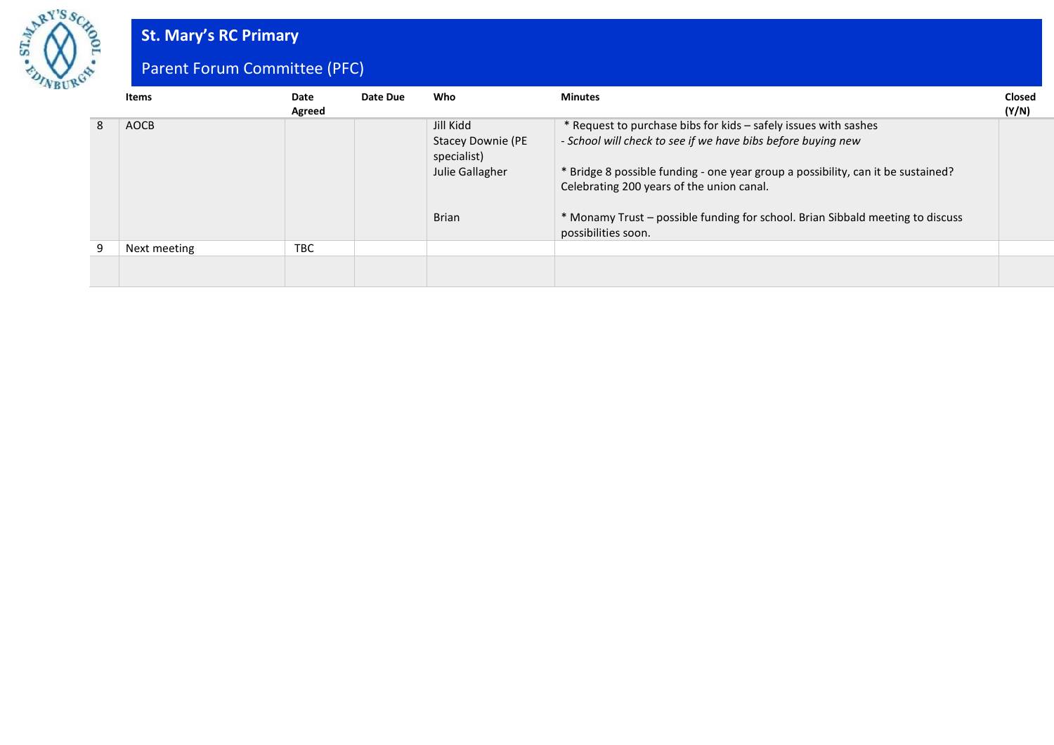# St. Mary's RC Primary

## Parent Forum Committee (PFC)

| | Items | Date Agreed | Date Due | Who | Minutes | Closed (Y/N) |
|---|---|---|---|---|---|---|
| 8 | AOCB | | | Jill Kidd<br>Stacey Downie (PE specialist)<br>Julie Gallagher<br><br>Brian | * Request to purchase bibs for kids – safely issues with sashes<br>- *School will check to see if we have bibs before buying new*<br><br>* Bridge 8 possible funding - one year group a possibility, can it be sustained? Celebrating 200 years of the union canal.<br><br>* Monamy Trust – possible funding for school. Brian Sibbald meeting to discuss possibilities soon. | |
| 9 | Next meeting | TBC | | | | |
| | | | | | | |